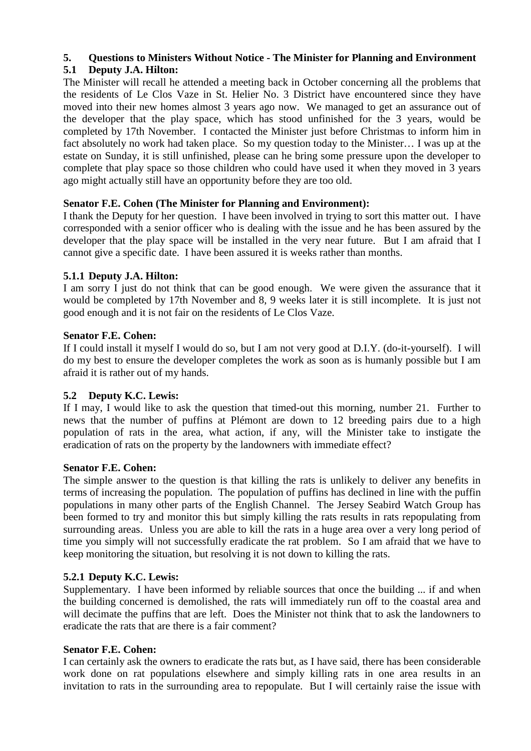## 5. Questions to Ministers Without Notice - The Minister for Planning and Environment

### 5.1 Deputy J.A. Hilton:

The Minister will recall he attended a meeting back in October concerning all the problems that the residents of Le Clos Vaze in St. Helier No. 3 District have encountered since they have moved into their new homes almost 3 years ago now. We managed to get an assurance out of the developer that the play space, which has stood unfinished for the 3 years, would be completed by 17th November. I contacted the Minister just before Christmas to inform him in fact absolutely no work had taken place. So my question today to the Minister… I was up at the estate on Sunday, it is still unfinished, please can he bring some pressure upon the developer to complete that play space so those children who could have used it when they moved in 3 years ago might actually still have an opportunity before they are too old.

**Senator F.E. Cohen (The Minister for Planning and Environment):**

I thank the Deputy for her question. I have been involved in trying to sort this matter out. I have corresponded with a senior officer who is dealing with the issue and he has been assured by the developer that the play space will be installed in the very near future. But I am afraid that I cannot give a specific date. I have been assured it is weeks rather than months.

### 5.1.1 Deputy J.A. Hilton:

I am sorry I just do not think that can be good enough. We were given the assurance that it would be completed by 17th November and 8, 9 weeks later it is still incomplete. It is just not good enough and it is not fair on the residents of Le Clos Vaze.

**Senator F.E. Cohen:**

If I could install it myself I would do so, but I am not very good at D.I.Y. (do-it-yourself). I will do my best to ensure the developer completes the work as soon as is humanly possible but I am afraid it is rather out of my hands.

### 5.2 Deputy K.C. Lewis:

If I may, I would like to ask the question that timed-out this morning, number 21. Further to news that the number of puffins at Plémont are down to 12 breeding pairs due to a high population of rats in the area, what action, if any, will the Minister take to instigate the eradication of rats on the property by the landowners with immediate effect?

**Senator F.E. Cohen:**

The simple answer to the question is that killing the rats is unlikely to deliver any benefits in terms of increasing the population. The population of puffins has declined in line with the puffin populations in many other parts of the English Channel. The Jersey Seabird Watch Group has been formed to try and monitor this but simply killing the rats results in rats repopulating from surrounding areas. Unless you are able to kill the rats in a huge area over a very long period of time you simply will not successfully eradicate the rat problem. So I am afraid that we have to keep monitoring the situation, but resolving it is not down to killing the rats.

### 5.2.1 Deputy K.C. Lewis:

Supplementary. I have been informed by reliable sources that once the building ... if and when the building concerned is demolished, the rats will immediately run off to the coastal area and will decimate the puffins that are left. Does the Minister not think that to ask the landowners to eradicate the rats that are there is a fair comment?

**Senator F.E. Cohen:**

I can certainly ask the owners to eradicate the rats but, as I have said, there has been considerable work done on rat populations elsewhere and simply killing rats in one area results in an invitation to rats in the surrounding area to repopulate. But I will certainly raise the issue with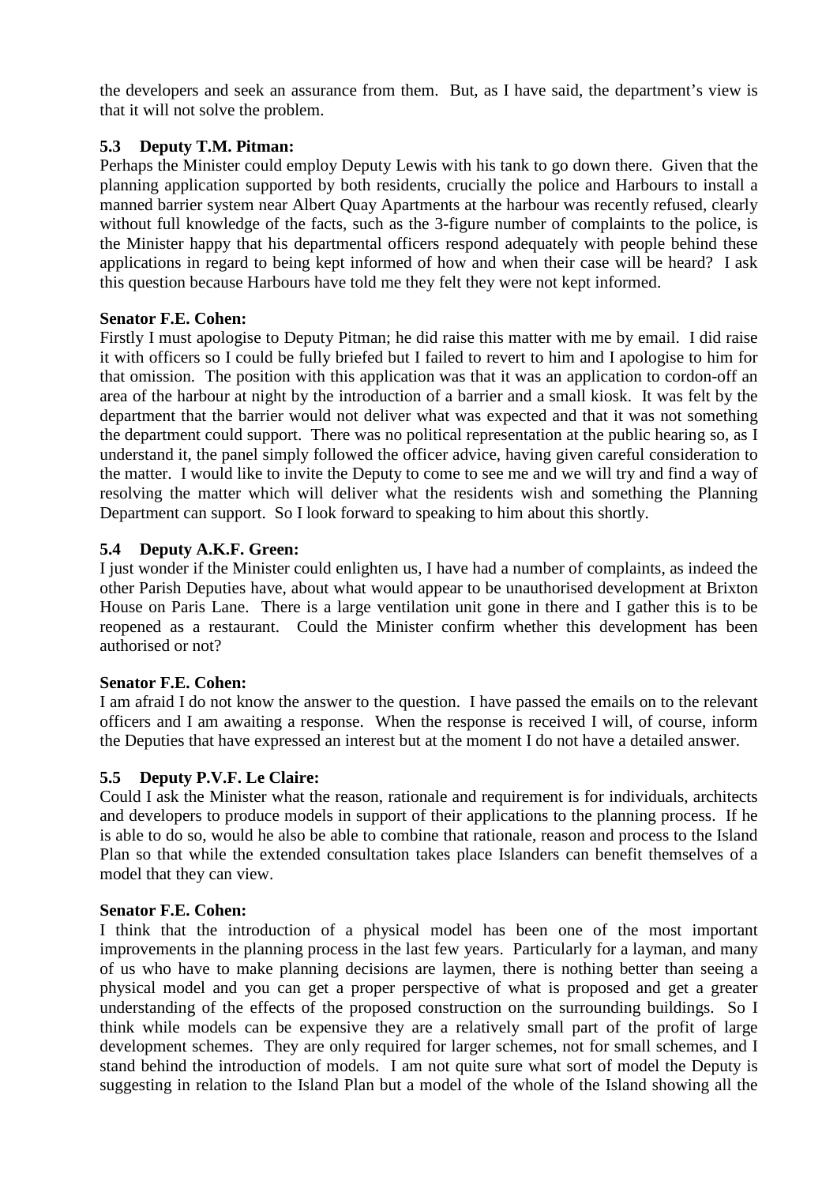the developers and seek an assurance from them. But, as I have said, the department's view is that it will not solve the problem.

### 5.3 Deputy T.M. Pitman:

Perhaps the Minister could employ Deputy Lewis with his tank to go down there. Given that the planning application supported by both residents, crucially the police and Harbours to install a manned barrier system near Albert Quay Apartments at the harbour was recently refused, clearly without full knowledge of the facts, such as the 3-figure number of complaints to the police, is the Minister happy that his departmental officers respond adequately with people behind these applications in regard to being kept informed of how and when their case will be heard? I ask this question because Harbours have told me they felt they were not kept informed.

**Senator F.E. Cohen:**

Firstly I must apologise to Deputy Pitman; he did raise this matter with me by email. I did raise it with officers so I could be fully briefed but I failed to revert to him and I apologise to him for that omission. The position with this application was that it was an application to cordon-off an area of the harbour at night by the introduction of a barrier and a small kiosk. It was felt by the department that the barrier would not deliver what was expected and that it was not something the department could support. There was no political representation at the public hearing so, as I understand it, the panel simply followed the officer advice, having given careful consideration to the matter. I would like to invite the Deputy to come to see me and we will try and find a way of resolving the matter which will deliver what the residents wish and something the Planning Department can support. So I look forward to speaking to him about this shortly.

### 5.4 Deputy A.K.F. Green:

I just wonder if the Minister could enlighten us, I have had a number of complaints, as indeed the other Parish Deputies have, about what would appear to be unauthorised development at Brixton House on Paris Lane. There is a large ventilation unit gone in there and I gather this is to be reopened as a restaurant. Could the Minister confirm whether this development has been authorised or not?

**Senator F.E. Cohen:**

I am afraid I do not know the answer to the question. I have passed the emails on to the relevant officers and I am awaiting a response. When the response is received I will, of course, inform the Deputies that have expressed an interest but at the moment I do not have a detailed answer.

### 5.5 Deputy P.V.F. Le Claire:

Could I ask the Minister what the reason, rationale and requirement is for individuals, architects and developers to produce models in support of their applications to the planning process. If he is able to do so, would he also be able to combine that rationale, reason and process to the Island Plan so that while the extended consultation takes place Islanders can benefit themselves of a model that they can view.

**Senator F.E. Cohen:**

I think that the introduction of a physical model has been one of the most important improvements in the planning process in the last few years. Particularly for a layman, and many of us who have to make planning decisions are laymen, there is nothing better than seeing a physical model and you can get a proper perspective of what is proposed and get a greater understanding of the effects of the proposed construction on the surrounding buildings. So I think while models can be expensive they are a relatively small part of the profit of large development schemes. They are only required for larger schemes, not for small schemes, and I stand behind the introduction of models. I am not quite sure what sort of model the Deputy is suggesting in relation to the Island Plan but a model of the whole of the Island showing all the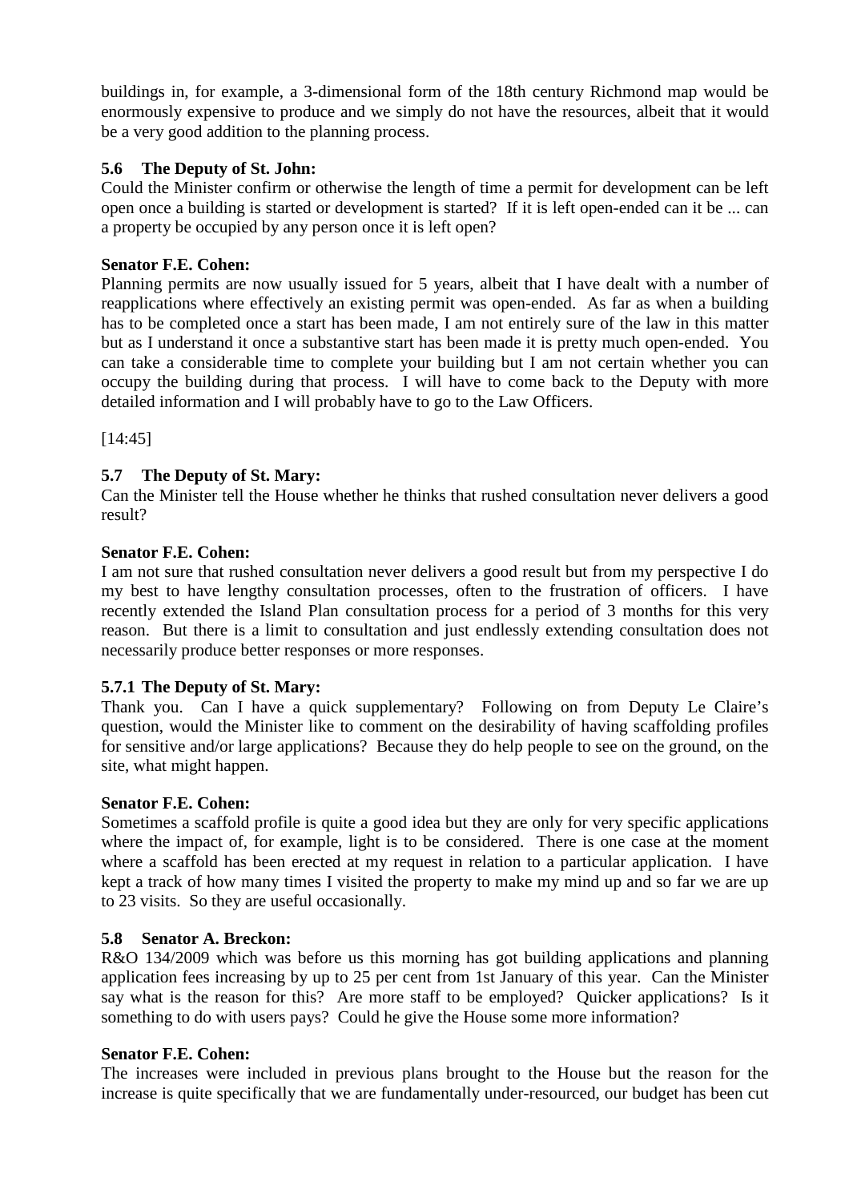buildings in, for example, a 3-dimensional form of the 18th century Richmond map would be enormously expensive to produce and we simply do not have the resources, albeit that it would be a very good addition to the planning process.

### 5.6 The Deputy of St. John:

Could the Minister confirm or otherwise the length of time a permit for development can be left open once a building is started or development is started? If it is left open-ended can it be ... can a property be occupied by any person once it is left open?

**Senator F.E. Cohen:**

Planning permits are now usually issued for 5 years, albeit that I have dealt with a number of reapplications where effectively an existing permit was open-ended. As far as when a building has to be completed once a start has been made, I am not entirely sure of the law in this matter but as I understand it once a substantive start has been made it is pretty much open-ended. You can take a considerable time to complete your building but I am not certain whether you can occupy the building during that process. I will have to come back to the Deputy with more detailed information and I will probably have to go to the Law Officers.

[14:45]

### 5.7 The Deputy of St. Mary:

Can the Minister tell the House whether he thinks that rushed consultation never delivers a good result?

**Senator F.E. Cohen:**

I am not sure that rushed consultation never delivers a good result but from my perspective I do my best to have lengthy consultation processes, often to the frustration of officers. I have recently extended the Island Plan consultation process for a period of 3 months for this very reason. But there is a limit to consultation and just endlessly extending consultation does not necessarily produce better responses or more responses.

### 5.7.1 The Deputy of St. Mary:

Thank you. Can I have a quick supplementary? Following on from Deputy Le Claire's question, would the Minister like to comment on the desirability of having scaffolding profiles for sensitive and/or large applications? Because they do help people to see on the ground, on the site, what might happen.

**Senator F.E. Cohen:**

Sometimes a scaffold profile is quite a good idea but they are only for very specific applications where the impact of, for example, light is to be considered. There is one case at the moment where a scaffold has been erected at my request in relation to a particular application. I have kept a track of how many times I visited the property to make my mind up and so far we are up to 23 visits. So they are useful occasionally.

### 5.8 Senator A. Breckon:

R&O 134/2009 which was before us this morning has got building applications and planning application fees increasing by up to 25 per cent from 1st January of this year. Can the Minister say what is the reason for this? Are more staff to be employed? Quicker applications? Is it something to do with users pays? Could he give the House some more information?

**Senator F.E. Cohen:**

The increases were included in previous plans brought to the House but the reason for the increase is quite specifically that we are fundamentally under-resourced, our budget has been cut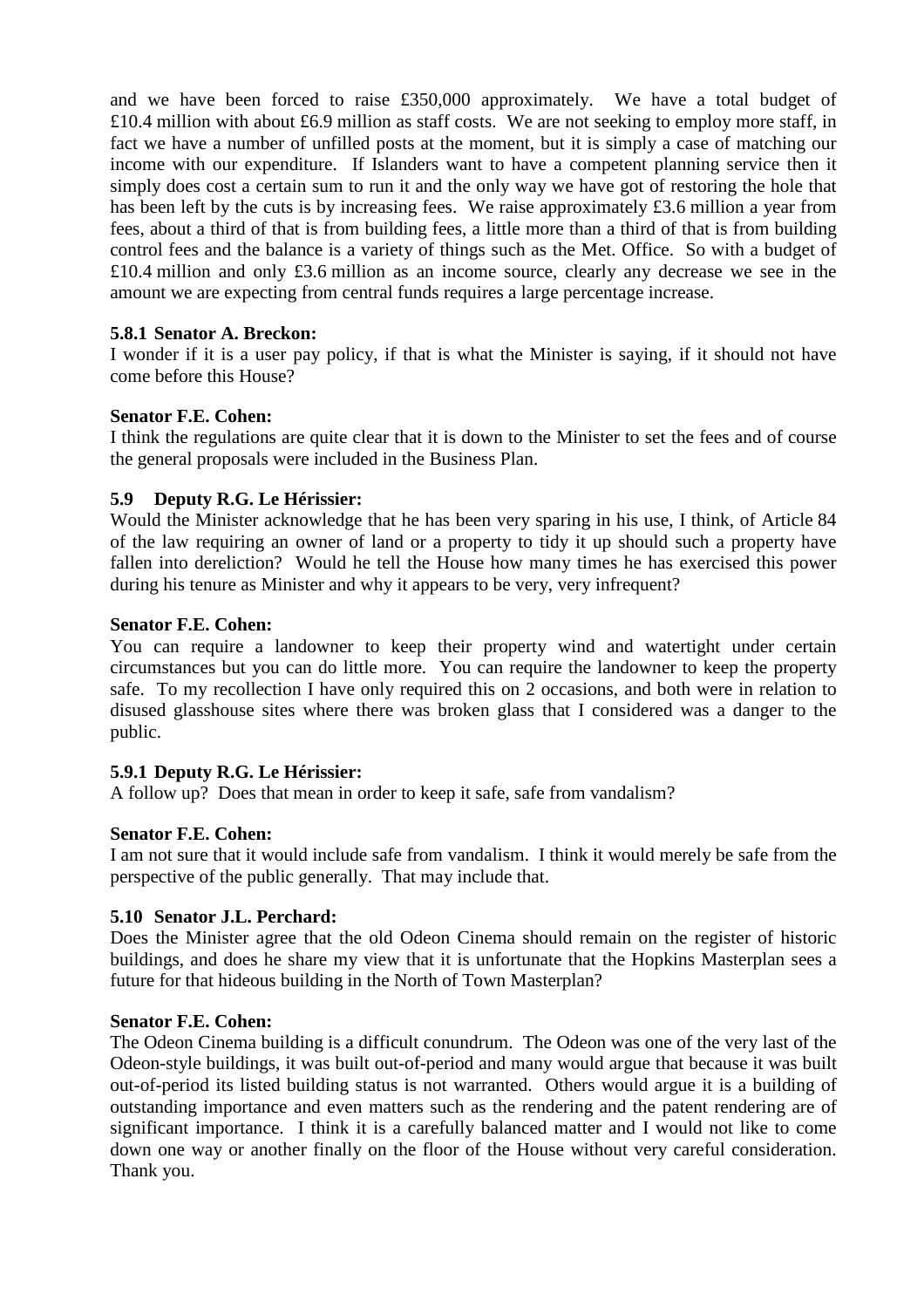and we have been forced to raise £350,000 approximately. We have a total budget of £10.4 million with about £6.9 million as staff costs. We are not seeking to employ more staff, in fact we have a number of unfilled posts at the moment, but it is simply a case of matching our income with our expenditure. If Islanders want to have a competent planning service then it simply does cost a certain sum to run it and the only way we have got of restoring the hole that has been left by the cuts is by increasing fees. We raise approximately £3.6 million a year from fees, about a third of that is from building fees, a little more than a third of that is from building control fees and the balance is a variety of things such as the Met. Office. So with a budget of £10.4 million and only £3.6 million as an income source, clearly any decrease we see in the amount we are expecting from central funds requires a large percentage increase.

**5.8.1 Senator A. Breckon:**

I wonder if it is a user pay policy, if that is what the Minister is saying, if it should not have come before this House?

**Senator F.E. Cohen:**

I think the regulations are quite clear that it is down to the Minister to set the fees and of course the general proposals were included in the Business Plan.

**5.9 Deputy R.G. Le Hérissier:**

Would the Minister acknowledge that he has been very sparing in his use, I think, of Article 84 of the law requiring an owner of land or a property to tidy it up should such a property have fallen into dereliction? Would he tell the House how many times he has exercised this power during his tenure as Minister and why it appears to be very, very infrequent?

**Senator F.E. Cohen:**

You can require a landowner to keep their property wind and watertight under certain circumstances but you can do little more. You can require the landowner to keep the property safe. To my recollection I have only required this on 2 occasions, and both were in relation to disused glasshouse sites where there was broken glass that I considered was a danger to the public.

**5.9.1 Deputy R.G. Le Hérissier:**

A follow up? Does that mean in order to keep it safe, safe from vandalism?

**Senator F.E. Cohen:**

I am not sure that it would include safe from vandalism. I think it would merely be safe from the perspective of the public generally. That may include that.

**5.10 Senator J.L. Perchard:**

Does the Minister agree that the old Odeon Cinema should remain on the register of historic buildings, and does he share my view that it is unfortunate that the Hopkins Masterplan sees a future for that hideous building in the North of Town Masterplan?

**Senator F.E. Cohen:**

The Odeon Cinema building is a difficult conundrum. The Odeon was one of the very last of the Odeon-style buildings, it was built out-of-period and many would argue that because it was built out-of-period its listed building status is not warranted. Others would argue it is a building of outstanding importance and even matters such as the rendering and the patent rendering are of significant importance. I think it is a carefully balanced matter and I would not like to come down one way or another finally on the floor of the House without very careful consideration. Thank you.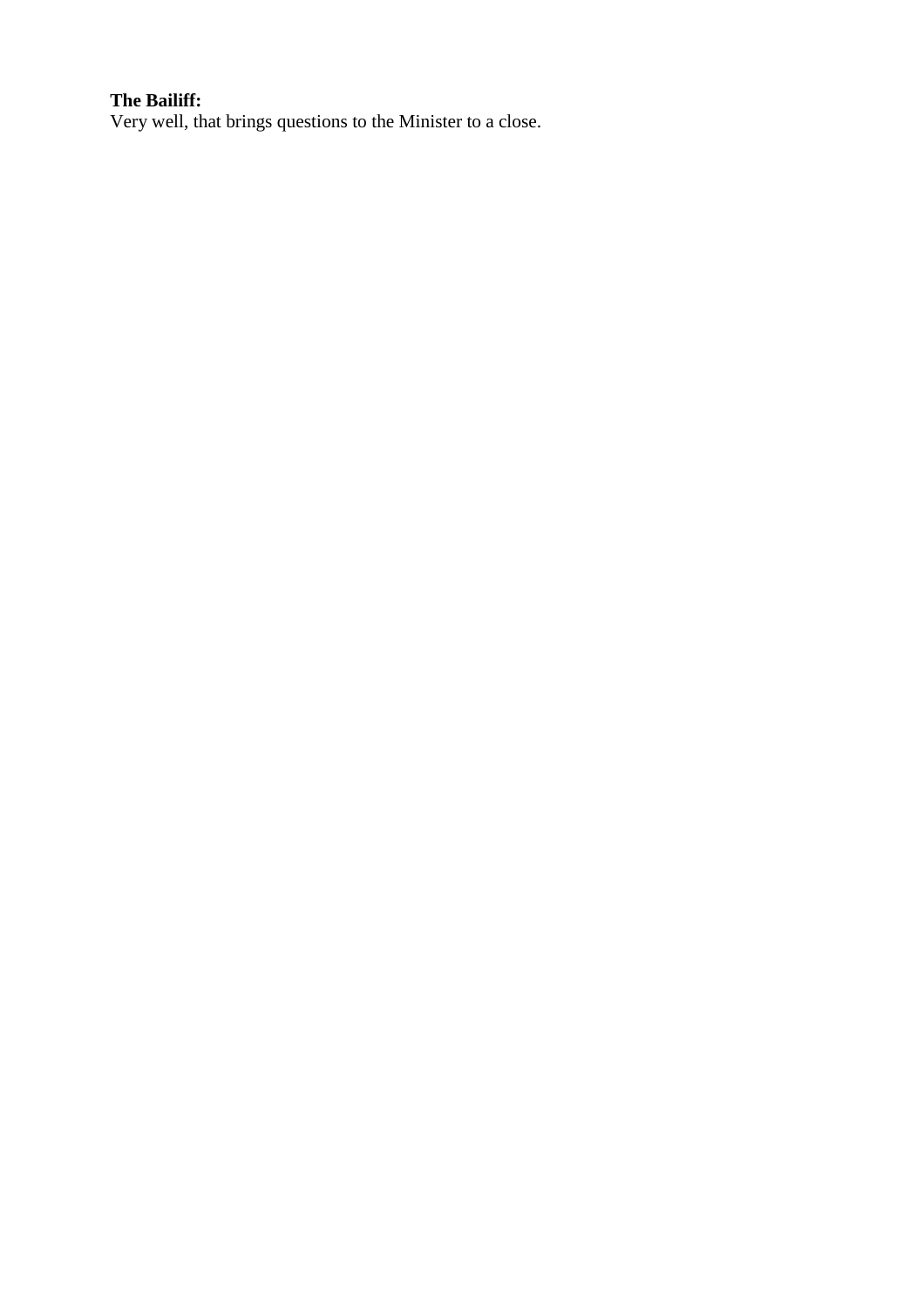**The Bailiff:**
Very well, that brings questions to the Minister to a close.